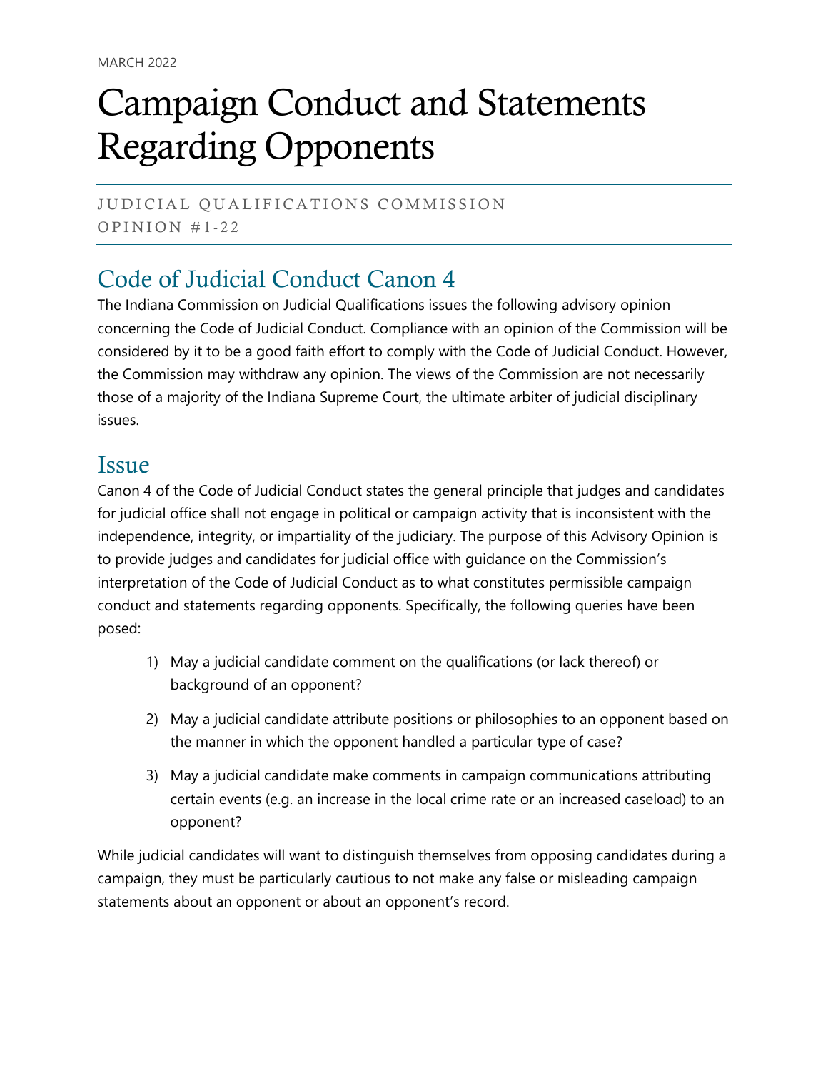MARCH 2022

# Campaign Conduct and Statements Regarding Opponents

JUDICIAL QUALIFICATIONS COMMISSION
OPINION #1-22

## Code of Judicial Conduct Canon 4

The Indiana Commission on Judicial Qualifications issues the following advisory opinion concerning the Code of Judicial Conduct. Compliance with an opinion of the Commission will be considered by it to be a good faith effort to comply with the Code of Judicial Conduct. However, the Commission may withdraw any opinion. The views of the Commission are not necessarily those of a majority of the Indiana Supreme Court, the ultimate arbiter of judicial disciplinary issues.

## Issue

Canon 4 of the Code of Judicial Conduct states the general principle that judges and candidates for judicial office shall not engage in political or campaign activity that is inconsistent with the independence, integrity, or impartiality of the judiciary. The purpose of this Advisory Opinion is to provide judges and candidates for judicial office with guidance on the Commission's interpretation of the Code of Judicial Conduct as to what constitutes permissible campaign conduct and statements regarding opponents. Specifically, the following queries have been posed:

1) May a judicial candidate comment on the qualifications (or lack thereof) or background of an opponent?
2) May a judicial candidate attribute positions or philosophies to an opponent based on the manner in which the opponent handled a particular type of case?
3) May a judicial candidate make comments in campaign communications attributing certain events (e.g. an increase in the local crime rate or an increased caseload) to an opponent?

While judicial candidates will want to distinguish themselves from opposing candidates during a campaign, they must be particularly cautious to not make any false or misleading campaign statements about an opponent or about an opponent's record.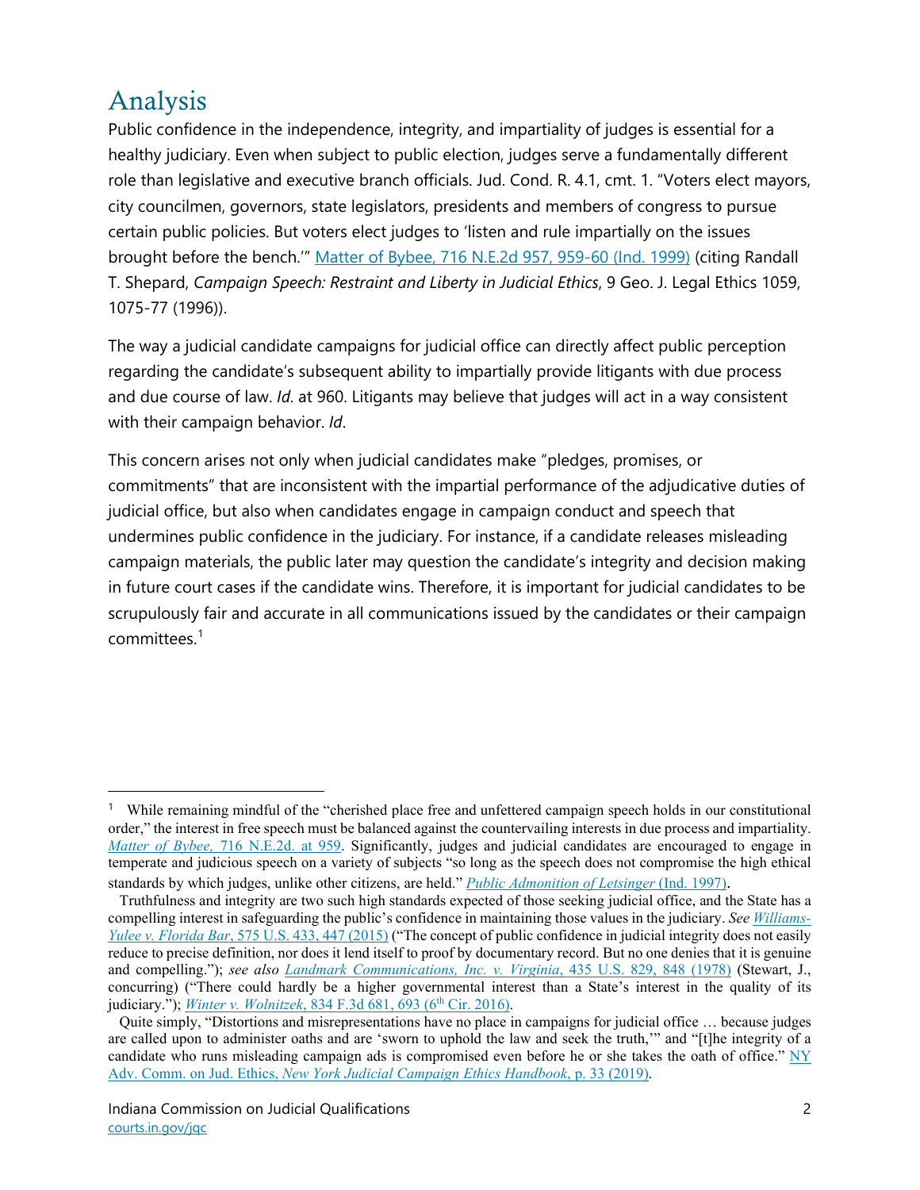## Analysis

Public confidence in the independence, integrity, and impartiality of judges is essential for a healthy judiciary. Even when subject to public election, judges serve a fundamentally different role than legislative and executive branch officials. Jud. Cond. R. 4.1, cmt. 1. "Voters elect mayors, city councilmen, governors, state legislators, presidents and members of congress to pursue certain public policies. But voters elect judges to 'listen and rule impartially on the issues brought before the bench.'" [Matter of Bybee, 716 N.E.2d 957, 959-60 (Ind. 1999)] (citing Randall T. Shepard, *Campaign Speech: Restraint and Liberty in Judicial Ethics*, 9 Geo. J. Legal Ethics 1059, 1075-77 (1996)).

The way a judicial candidate campaigns for judicial office can directly affect public perception regarding the candidate's subsequent ability to impartially provide litigants with due process and due course of law. *Id*. at 960. Litigants may believe that judges will act in a way consistent with their campaign behavior. *Id*.

This concern arises not only when judicial candidates make "pledges, promises, or commitments" that are inconsistent with the impartial performance of the adjudicative duties of judicial office, but also when candidates engage in campaign conduct and speech that undermines public confidence in the judiciary. For instance, if a candidate releases misleading campaign materials, the public later may question the candidate's integrity and decision making in future court cases if the candidate wins. Therefore, it is important for judicial candidates to be scrupulously fair and accurate in all communications issued by the candidates or their campaign committees.[1]

---

[1] While remaining mindful of the "cherished place free and unfettered campaign speech holds in our constitutional order," the interest in free speech must be balanced against the countervailing interests in due process and impartiality. *Matter of Bybee,* 716 N.E.2d. at 959. Significantly, judges and judicial candidates are encouraged to engage in temperate and judicious speech on a variety of subjects "so long as the speech does not compromise the high ethical standards by which judges, unlike other citizens, are held." *Public Admonition of Letsinger* (Ind. 1997).

Truthfulness and integrity are two such high standards expected of those seeking judicial office, and the State has a compelling interest in safeguarding the public's confidence in maintaining those values in the judiciary. *See Williams-Yulee v. Florida Bar*, 575 U.S. 433, 447 (2015) ("The concept of public confidence in judicial integrity does not easily reduce to precise definition, nor does it lend itself to proof by documentary record. But no one denies that it is genuine and compelling."); *see also Landmark Communications, Inc. v. Virginia*, 435 U.S. 829, 848 (1978) (Stewart, J., concurring) ("There could hardly be a higher governmental interest than a State's interest in the quality of its judiciary."); *Winter v. Wolnitzek*, 834 F.3d 681, 693 (6th Cir. 2016).

Quite simply, "Distortions and misrepresentations have no place in campaigns for judicial office … because judges are called upon to administer oaths and are 'sworn to uphold the law and seek the truth,'" and "[t]he integrity of a candidate who runs misleading campaign ads is compromised even before he or she takes the oath of office." NY Adv. Comm. on Jud. Ethics, *New York Judicial Campaign Ethics Handbook*, p. 33 (2019).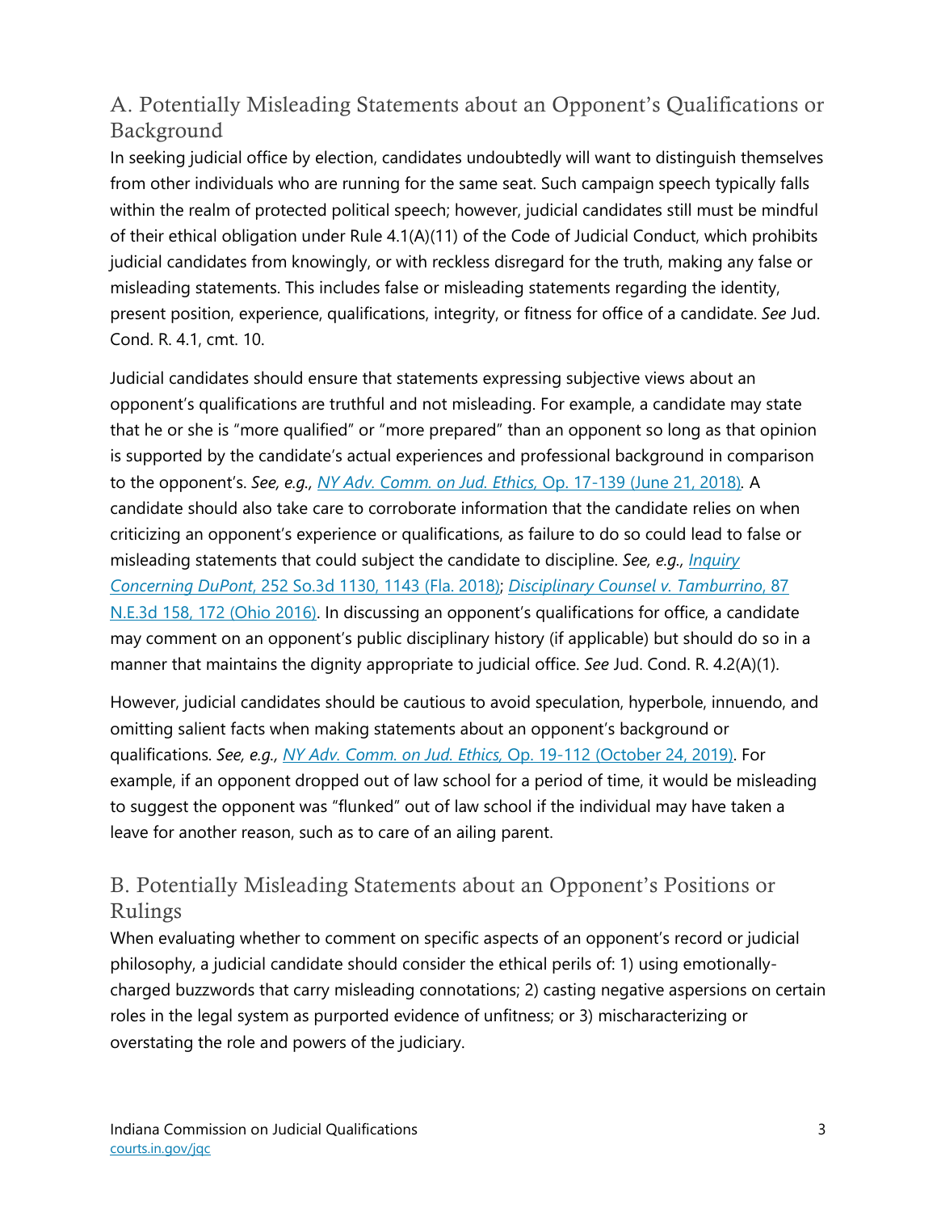## A. Potentially Misleading Statements about an Opponent's Qualifications or Background

In seeking judicial office by election, candidates undoubtedly will want to distinguish themselves from other individuals who are running for the same seat. Such campaign speech typically falls within the realm of protected political speech; however, judicial candidates still must be mindful of their ethical obligation under Rule 4.1(A)(11) of the Code of Judicial Conduct, which prohibits judicial candidates from knowingly, or with reckless disregard for the truth, making any false or misleading statements. This includes false or misleading statements regarding the identity, present position, experience, qualifications, integrity, or fitness for office of a candidate. *See* Jud. Cond. R. 4.1, cmt. 10.

Judicial candidates should ensure that statements expressing subjective views about an opponent's qualifications are truthful and not misleading. For example, a candidate may state that he or she is "more qualified" or "more prepared" than an opponent so long as that opinion is supported by the candidate's actual experiences and professional background in comparison to the opponent's. *See, e.g., NY Adv. Comm. on Jud. Ethics,* Op. 17-139 (June 21, 2018). A candidate should also take care to corroborate information that the candidate relies on when criticizing an opponent's experience or qualifications, as failure to do so could lead to false or misleading statements that could subject the candidate to discipline. *See, e.g., Inquiry Concerning DuPont*, 252 So.3d 1130, 1143 (Fla. 2018); *Disciplinary Counsel v. Tamburrino*, 87 N.E.3d 158, 172 (Ohio 2016). In discussing an opponent's qualifications for office, a candidate may comment on an opponent's public disciplinary history (if applicable) but should do so in a manner that maintains the dignity appropriate to judicial office. *See* Jud. Cond. R. 4.2(A)(1).

However, judicial candidates should be cautious to avoid speculation, hyperbole, innuendo, and omitting salient facts when making statements about an opponent's background or qualifications. *See, e.g., NY Adv. Comm. on Jud. Ethics,* Op. 19-112 (October 24, 2019). For example, if an opponent dropped out of law school for a period of time, it would be misleading to suggest the opponent was "flunked" out of law school if the individual may have taken a leave for another reason, such as to care of an ailing parent.

## B. Potentially Misleading Statements about an Opponent's Positions or Rulings

When evaluating whether to comment on specific aspects of an opponent's record or judicial philosophy, a judicial candidate should consider the ethical perils of: 1) using emotionally-charged buzzwords that carry misleading connotations; 2) casting negative aspersions on certain roles in the legal system as purported evidence of unfitness; or 3) mischaracterizing or overstating the role and powers of the judiciary.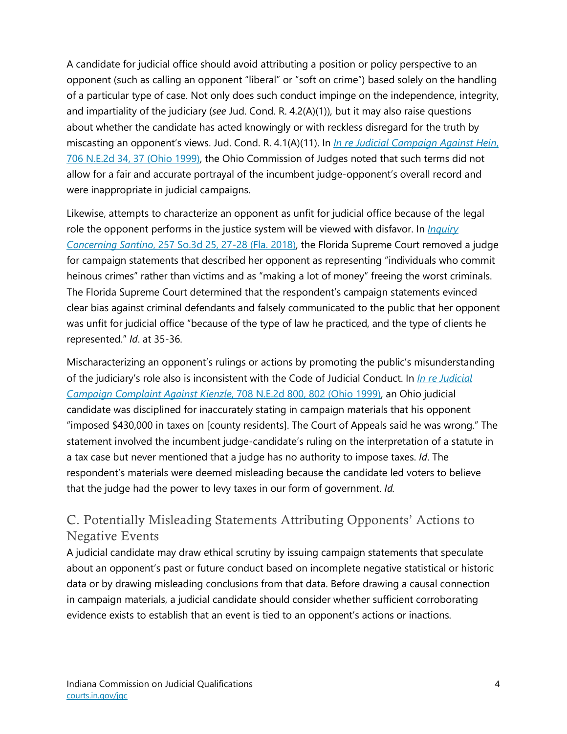A candidate for judicial office should avoid attributing a position or policy perspective to an opponent (such as calling an opponent "liberal" or "soft on crime") based solely on the handling of a particular type of case. Not only does such conduct impinge on the independence, integrity, and impartiality of the judiciary (*see* Jud. Cond. R. 4.2(A)(1)), but it may also raise questions about whether the candidate has acted knowingly or with reckless disregard for the truth by miscasting an opponent's views. Jud. Cond. R. 4.1(A)(11). In *In re Judicial Campaign Against Hein*, 706 N.E.2d 34, 37 (Ohio 1999), the Ohio Commission of Judges noted that such terms did not allow for a fair and accurate portrayal of the incumbent judge-opponent's overall record and were inappropriate in judicial campaigns.

Likewise, attempts to characterize an opponent as unfit for judicial office because of the legal role the opponent performs in the justice system will be viewed with disfavor. In *Inquiry Concerning Santino*, 257 So.3d 25, 27-28 (Fla. 2018), the Florida Supreme Court removed a judge for campaign statements that described her opponent as representing "individuals who commit heinous crimes" rather than victims and as "making a lot of money" freeing the worst criminals. The Florida Supreme Court determined that the respondent's campaign statements evinced clear bias against criminal defendants and falsely communicated to the public that her opponent was unfit for judicial office "because of the type of law he practiced, and the type of clients he represented." *Id*. at 35-36.

Mischaracterizing an opponent's rulings or actions by promoting the public's misunderstanding of the judiciary's role also is inconsistent with the Code of Judicial Conduct. In *In re Judicial Campaign Complaint Against Kienzle*, 708 N.E.2d 800, 802 (Ohio 1999), an Ohio judicial candidate was disciplined for inaccurately stating in campaign materials that his opponent "imposed $430,000 in taxes on [county residents]. The Court of Appeals said he was wrong." The statement involved the incumbent judge-candidate's ruling on the interpretation of a statute in a tax case but never mentioned that a judge has no authority to impose taxes. *Id*. The respondent's materials were deemed misleading because the candidate led voters to believe that the judge had the power to levy taxes in our form of government. *Id.*

## C. Potentially Misleading Statements Attributing Opponents' Actions to Negative Events

A judicial candidate may draw ethical scrutiny by issuing campaign statements that speculate about an opponent's past or future conduct based on incomplete negative statistical or historic data or by drawing misleading conclusions from that data. Before drawing a causal connection in campaign materials, a judicial candidate should consider whether sufficient corroborating evidence exists to establish that an event is tied to an opponent's actions or inactions.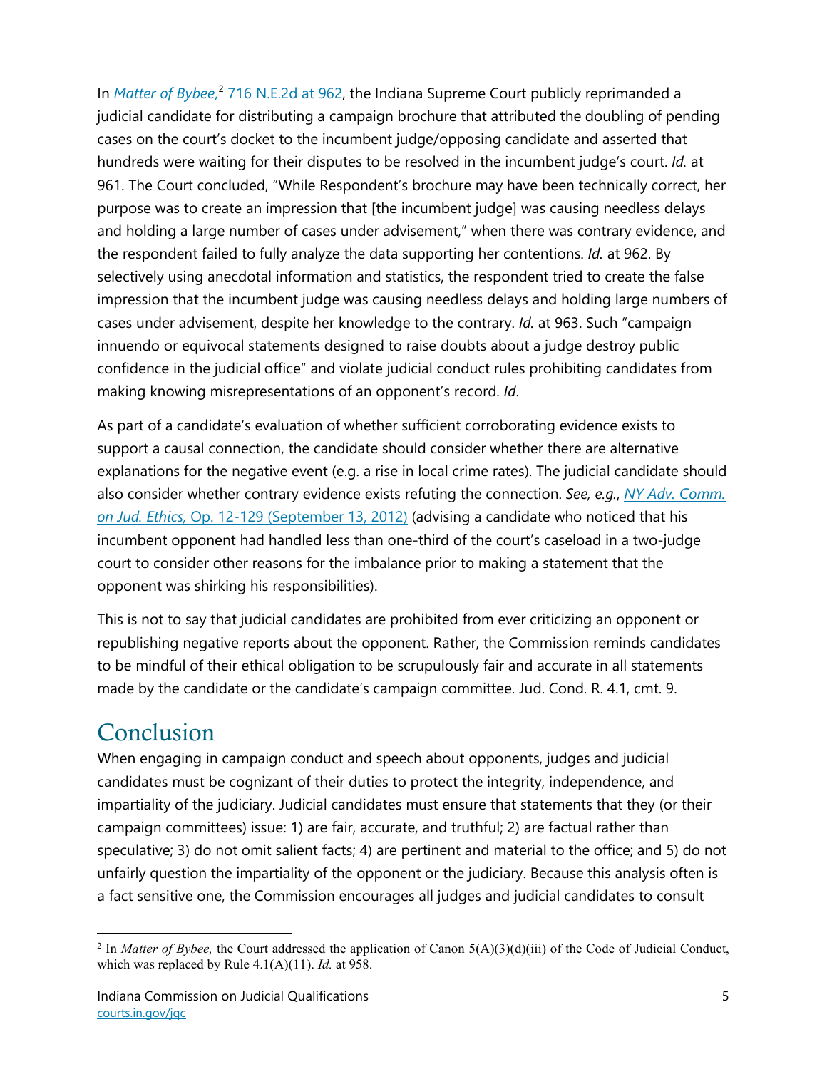In *Matter of Bybee,*[2] 716 N.E.2d at 962, the Indiana Supreme Court publicly reprimanded a judicial candidate for distributing a campaign brochure that attributed the doubling of pending cases on the court's docket to the incumbent judge/opposing candidate and asserted that hundreds were waiting for their disputes to be resolved in the incumbent judge's court. *Id.* at 961. The Court concluded, "While Respondent's brochure may have been technically correct, her purpose was to create an impression that [the incumbent judge] was causing needless delays and holding a large number of cases under advisement," when there was contrary evidence, and the respondent failed to fully analyze the data supporting her contentions. *Id.* at 962. By selectively using anecdotal information and statistics, the respondent tried to create the false impression that the incumbent judge was causing needless delays and holding large numbers of cases under advisement, despite her knowledge to the contrary. *Id.* at 963. Such "campaign innuendo or equivocal statements designed to raise doubts about a judge destroy public confidence in the judicial office" and violate judicial conduct rules prohibiting candidates from making knowing misrepresentations of an opponent's record. *Id*.

As part of a candidate's evaluation of whether sufficient corroborating evidence exists to support a causal connection, the candidate should consider whether there are alternative explanations for the negative event (e.g. a rise in local crime rates). The judicial candidate should also consider whether contrary evidence exists refuting the connection. *See, e.g.*, *NY Adv. Comm. on Jud. Ethics,* Op. 12-129 (September 13, 2012) (advising a candidate who noticed that his incumbent opponent had handled less than one-third of the court's caseload in a two-judge court to consider other reasons for the imbalance prior to making a statement that the opponent was shirking his responsibilities).

This is not to say that judicial candidates are prohibited from ever criticizing an opponent or republishing negative reports about the opponent. Rather, the Commission reminds candidates to be mindful of their ethical obligation to be scrupulously fair and accurate in all statements made by the candidate or the candidate's campaign committee. Jud. Cond. R. 4.1, cmt. 9.

# Conclusion

When engaging in campaign conduct and speech about opponents, judges and judicial candidates must be cognizant of their duties to protect the integrity, independence, and impartiality of the judiciary. Judicial candidates must ensure that statements that they (or their campaign committees) issue: 1) are fair, accurate, and truthful; 2) are factual rather than speculative; 3) do not omit salient facts; 4) are pertinent and material to the office; and 5) do not unfairly question the impartiality of the opponent or the judiciary. Because this analysis often is a fact sensitive one, the Commission encourages all judges and judicial candidates to consult

[2] In *Matter of Bybee,* the Court addressed the application of Canon 5(A)(3)(d)(iii) of the Code of Judicial Conduct, which was replaced by Rule 4.1(A)(11). *Id.* at 958.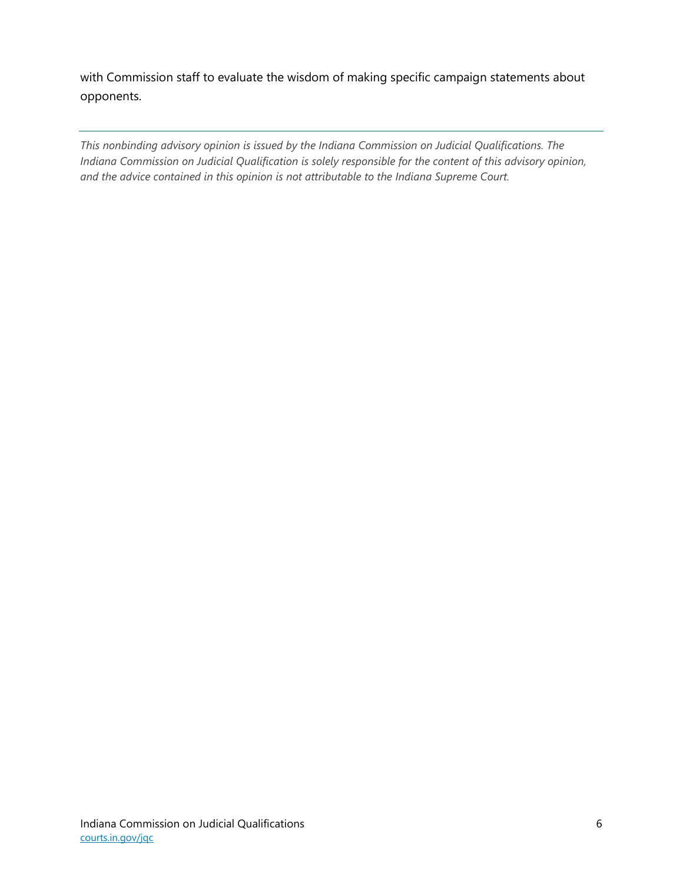with Commission staff to evaluate the wisdom of making specific campaign statements about opponents.

---

*This nonbinding advisory opinion is issued by the Indiana Commission on Judicial Qualifications. The Indiana Commission on Judicial Qualification is solely responsible for the content of this advisory opinion, and the advice contained in this opinion is not attributable to the Indiana Supreme Court.*